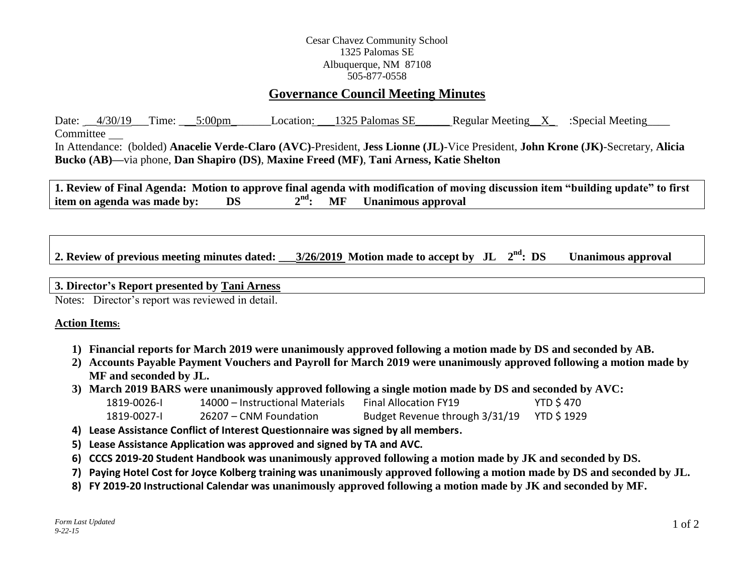Cesar Chavez Community School
1325 Palomas SE
Albuquerque, NM 87108
505-877-0558

## Governance Council Meeting Minutes

Date: 4/30/19 Time: 5:00pm Location: 1325 Palomas SE Regular Meeting X :Special Meeting____ Committee ___

In Attendance: (bolded) **Anacelie Verde-Claro (AVC)**-President, **Jess Lionne (JL)**-Vice President, **John Krone (JK)**-Secretary, **Alicia Bucko (AB)—**via phone, **Dan Shapiro (DS)**, **Maxine Freed (MF)**, **Tani Arness, Katie Shelton**

**1. Review of Final Agenda: Motion to approve final agenda with modification of moving discussion item "building update" to first item on agenda was made by: DS 2nd: MF Unanimous approval**

**2. Review of previous meeting minutes dated: 3/26/2019 Motion made to accept by JL 2nd: DS Unanimous approval**

**3. Director's Report presented by Tani Arness**

Notes: Director's report was reviewed in detail.

**Action Items:**

1) **Financial reports for March 2019 were unanimously approved following a motion made by DS and seconded by AB.**
2) **Accounts Payable Payment Vouchers and Payroll for March 2019 were unanimously approved following a motion made by MF and seconded by JL.**
3) **March 2019 BARS were unanimously approved following a single motion made by DS and seconded by AVC:**

| | | | |
|---|---|---|---|
| 1819-0026-I | 14000 – Instructional Materials | Final Allocation FY19 | YTD $ 470 |
| 1819-0027-I | 26207 – CNM Foundation | Budget Revenue through 3/31/19 | YTD $ 1929 |

4) **Lease Assistance Conflict of Interest Questionnaire was signed by all members.**
5) **Lease Assistance Application was approved and signed by TA and AVC.**
6) **CCCS 2019-20 Student Handbook was unanimously approved following a motion made by JK and seconded by DS.**
7) **Paying Hotel Cost for Joyce Kolberg training was unanimously approved following a motion made by DS and seconded by JL.**
8) **FY 2019-20 Instructional Calendar was unanimously approved following a motion made by JK and seconded by MF.**

*Form Last Updated 9-22-15*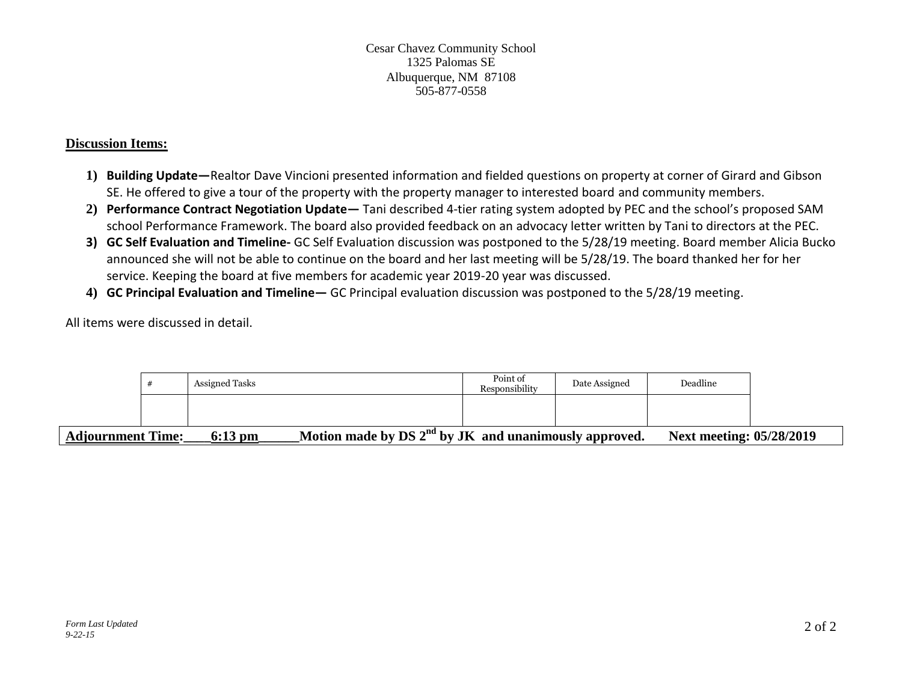Cesar Chavez Community School
1325 Palomas SE
Albuquerque, NM 87108
505-877-0558

**Discussion Items:**

1) **Building Update—**Realtor Dave Vincioni presented information and fielded questions on property at corner of Girard and Gibson SE. He offered to give a tour of the property with the property manager to interested board and community members.
2) **Performance Contract Negotiation Update—** Tani described 4-tier rating system adopted by PEC and the school's proposed SAM school Performance Framework. The board also provided feedback on an advocacy letter written by Tani to directors at the PEC.
3) **GC Self Evaluation and Timeline-** GC Self Evaluation discussion was postponed to the 5/28/19 meeting. Board member Alicia Bucko announced she will not be able to continue on the board and her last meeting will be 5/28/19. The board thanked her for her service. Keeping the board at five members for academic year 2019-20 year was discussed.
4) **GC Principal Evaluation and Timeline—** GC Principal evaluation discussion was postponed to the 5/28/19 meeting.

All items were discussed in detail.

| # | Assigned Tasks | Point of Responsibility | Date Assigned | Deadline |
|---|---|---|---|---|
| | | | | |

**Adjournment Time:\_\_\_\_6:13 pm\_\_\_\_\_\_Motion made by DS 2nd by JK and unanimously approved. Next meeting: 05/28/2019**

*Form Last Updated 9-22-15*